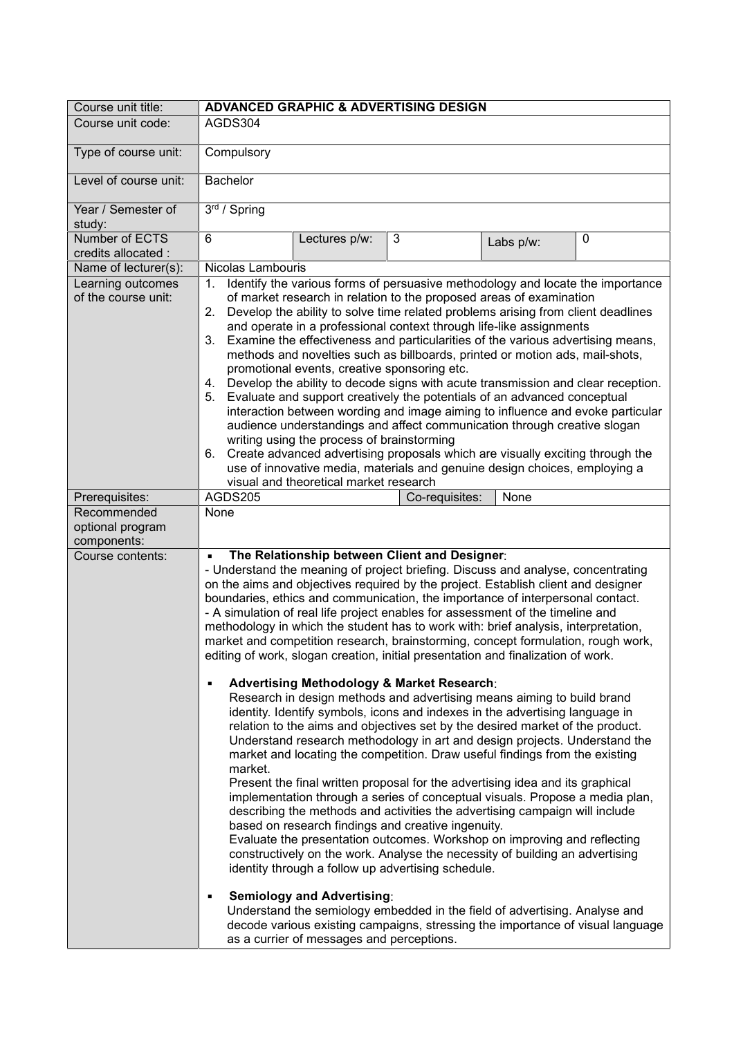| Course unit title: | **ADVANCED GRAPHIC & ADVERTISING DESIGN** | | | | |
|---|---|---|---|---|---|
| Course unit code: | AGDS304 | | | | |
| Type of course unit: | Compulsory | | | | |
| Level of course unit: | Bachelor | | | | |
| Year / Semester of study: | 3rd / Spring | | | | |
| Number of ECTS credits allocated : | 6 | Lectures p/w: | 3 | Labs p/w: | 0 |
| Name of lecturer(s): | Nicolas Lambouris | | | | |
| Learning outcomes of the course unit: | 1. Identify the various forms of persuasive methodology and locate the importance of market research in relation to the proposed areas of examination<br>2. Develop the ability to solve time related problems arising from client deadlines and operate in a professional context through life-like assignments<br>3. Examine the effectiveness and particularities of the various advertising means, methods and novelties such as billboards, printed or motion ads, mail-shots, promotional events, creative sponsoring etc.<br>4. Develop the ability to decode signs with acute transmission and clear reception.<br>5. Evaluate and support creatively the potentials of an advanced conceptual interaction between wording and image aiming to influence and evoke particular audience understandings and affect communication through creative slogan writing using the process of brainstorming<br>6. Create advanced advertising proposals which are visually exciting through the use of innovative media, materials and genuine design choices, employing a visual and theoretical market research | | | | |
| Prerequisites: | AGDS205 | | Co-requisites: | None | |
| Recommended optional program components: | None | | | | |
| Course contents: | ▪ **The Relationship between Client and Designer**:<br>- Understand the meaning of project briefing. Discuss and analyse, concentrating on the aims and objectives required by the project. Establish client and designer boundaries, ethics and communication, the importance of interpersonal contact.<br>- A simulation of real life project enables for assessment of the timeline and methodology in which the student has to work with: brief analysis, interpretation, market and competition research, brainstorming, concept formulation, rough work, editing of work, slogan creation, initial presentation and finalization of work.<br><br>▪ **Advertising Methodology & Market Research**:<br>Research in design methods and advertising means aiming to build brand identity. Identify symbols, icons and indexes in the advertising language in relation to the aims and objectives set by the desired market of the product. Understand research methodology in art and design projects. Understand the market and locating the competition. Draw useful findings from the existing market.<br>Present the final written proposal for the advertising idea and its graphical implementation through a series of conceptual visuals. Propose a media plan, describing the methods and activities the advertising campaign will include based on research findings and creative ingenuity.<br>Evaluate the presentation outcomes. Workshop on improving and reflecting constructively on the work. Analyse the necessity of building an advertising identity through a follow up advertising schedule.<br><br>▪ **Semiology and Advertising**:<br>Understand the semiology embedded in the field of advertising. Analyse and decode various existing campaigns, stressing the importance of visual language as a currier of messages and perceptions. | | | | |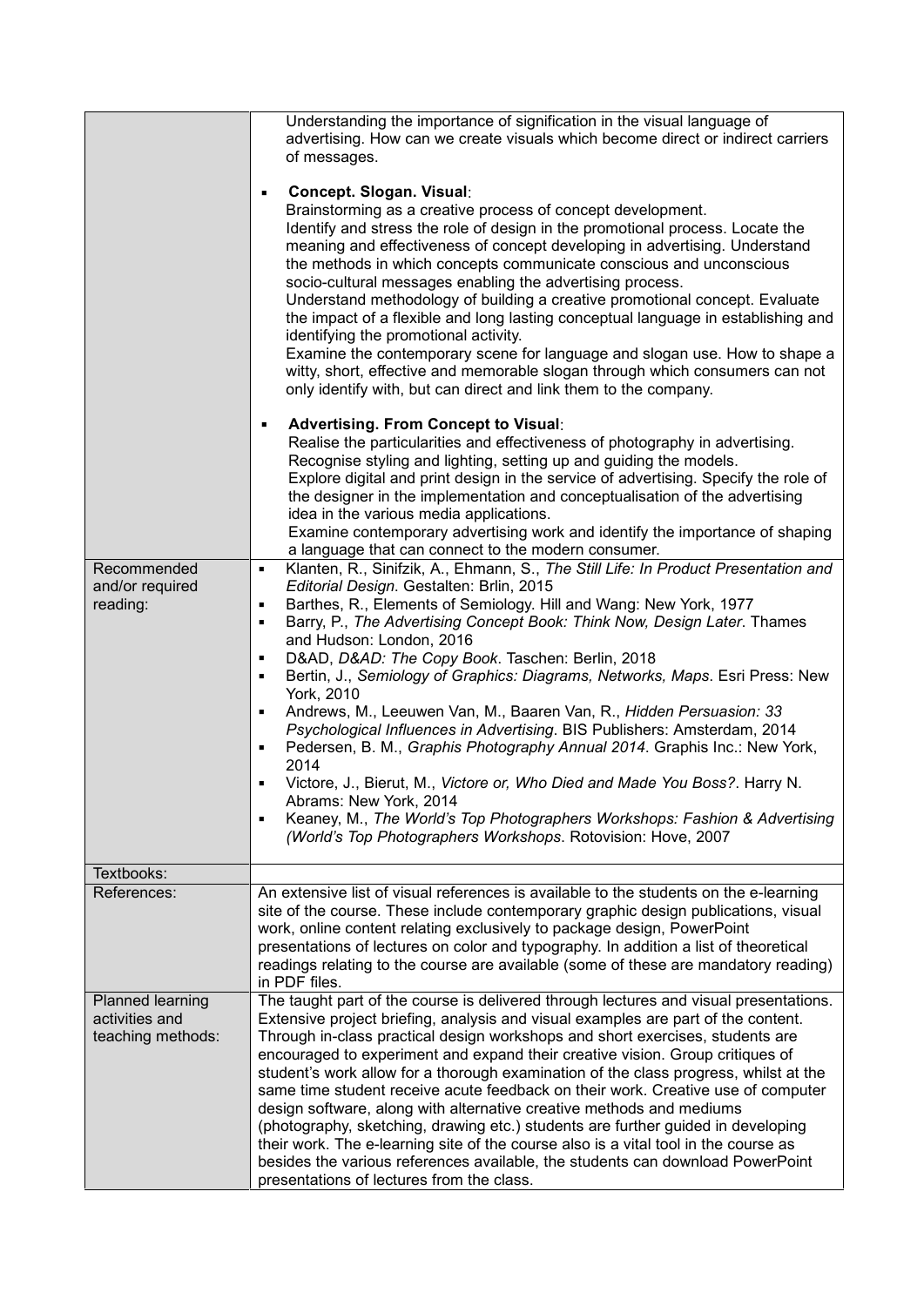| | |
|---|---|
| | Understanding the importance of signification in the visual language of advertising. How can we create visuals which become direct or indirect carriers of messages.<br><br>▪ **Concept. Slogan. Visual**:<br>Brainstorming as a creative process of concept development.<br>Identify and stress the role of design in the promotional process. Locate the meaning and effectiveness of concept developing in advertising. Understand the methods in which concepts communicate conscious and unconscious socio-cultural messages enabling the advertising process.<br>Understand methodology of building a creative promotional concept. Evaluate the impact of a flexible and long lasting conceptual language in establishing and identifying the promotional activity.<br>Examine the contemporary scene for language and slogan use. How to shape a witty, short, effective and memorable slogan through which consumers can not only identify with, but can direct and link them to the company.<br><br>▪ **Advertising. From Concept to Visual**:<br>Realise the particularities and effectiveness of photography in advertising. Recognise styling and lighting, setting up and guiding the models.<br>Explore digital and print design in the service of advertising. Specify the role of the designer in the implementation and conceptualisation of the advertising idea in the various media applications.<br>Examine contemporary advertising work and identify the importance of shaping a language that can connect to the modern consumer. |
| Recommended and/or required reading: | ▪ Klanten, R., Sinifzik, A., Ehmann, S., *The Still Life: In Product Presentation and Editorial Design*. Gestalten: Brlin, 2015<br>▪ Barthes, R., Elements of Semiology. Hill and Wang: New York, 1977<br>▪ Barry, P., *The Advertising Concept Book: Think Now, Design Later*. Thames and Hudson: London, 2016<br>▪ D&AD, *D&AD: The Copy Book*. Taschen: Berlin, 2018<br>▪ Bertin, J., *Semiology of Graphics: Diagrams, Networks, Maps*. Esri Press: New York, 2010<br>▪ Andrews, M., Leeuwen Van, M., Baaren Van, R., *Hidden Persuasion: 33 Psychological Influences in Advertising*. BIS Publishers: Amsterdam, 2014<br>▪ Pedersen, B. M., *Graphis Photography Annual 2014*. Graphis Inc.: New York, 2014<br>▪ Victore, J., Bierut, M., *Victore or, Who Died and Made You Boss?*. Harry N. Abrams: New York, 2014<br>▪ Keaney, M., *The World's Top Photographers Workshops: Fashion & Advertising (World's Top Photographers Workshops*. Rotovision: Hove, 2007 |
| Textbooks: | |
| References: | An extensive list of visual references is available to the students on the e-learning site of the course. These include contemporary graphic design publications, visual work, online content relating exclusively to package design, PowerPoint presentations of lectures on color and typography. In addition a list of theoretical readings relating to the course are available (some of these are mandatory reading) in PDF files. |
| Planned learning activities and teaching methods: | The taught part of the course is delivered through lectures and visual presentations. Extensive project briefing, analysis and visual examples are part of the content. Through in-class practical design workshops and short exercises, students are encouraged to experiment and expand their creative vision. Group critiques of student's work allow for a thorough examination of the class progress, whilst at the same time student receive acute feedback on their work. Creative use of computer design software, along with alternative creative methods and mediums (photography, sketching, drawing etc.) students are further guided in developing their work. The e-learning site of the course also is a vital tool in the course as besides the various references available, the students can download PowerPoint presentations of lectures from the class. |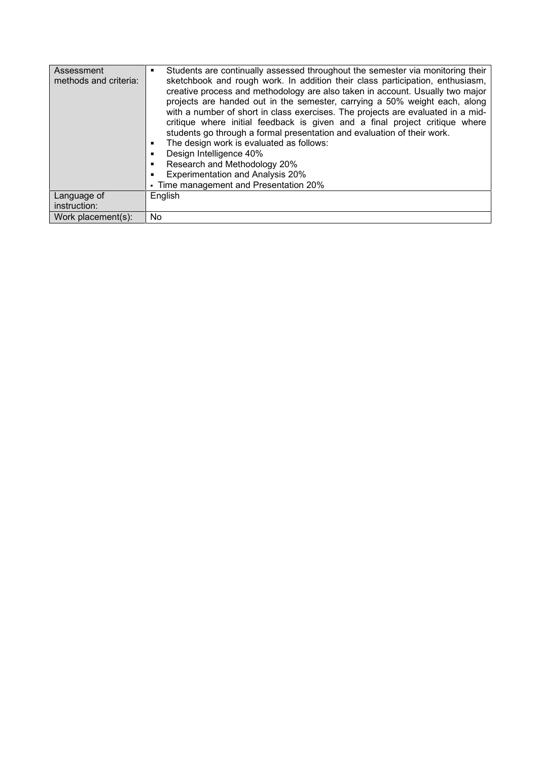| | |
|---|---|
| Assessment methods and criteria: | ▪ Students are continually assessed throughout the semester via monitoring their sketchbook and rough work. In addition their class participation, enthusiasm, creative process and methodology are also taken in account. Usually two major projects are handed out in the semester, carrying a 50% weight each, along with a number of short in class exercises. The projects are evaluated in a mid-critique where initial feedback is given and a final project critique where students go through a formal presentation and evaluation of their work.<br>▪ The design work is evaluated as follows:<br>▪ Design Intelligence 40%<br>▪ Research and Methodology 20%<br>▪ Experimentation and Analysis 20%<br>▪ Time management and Presentation 20% |
| Language of instruction: | English |
| Work placement(s): | No |